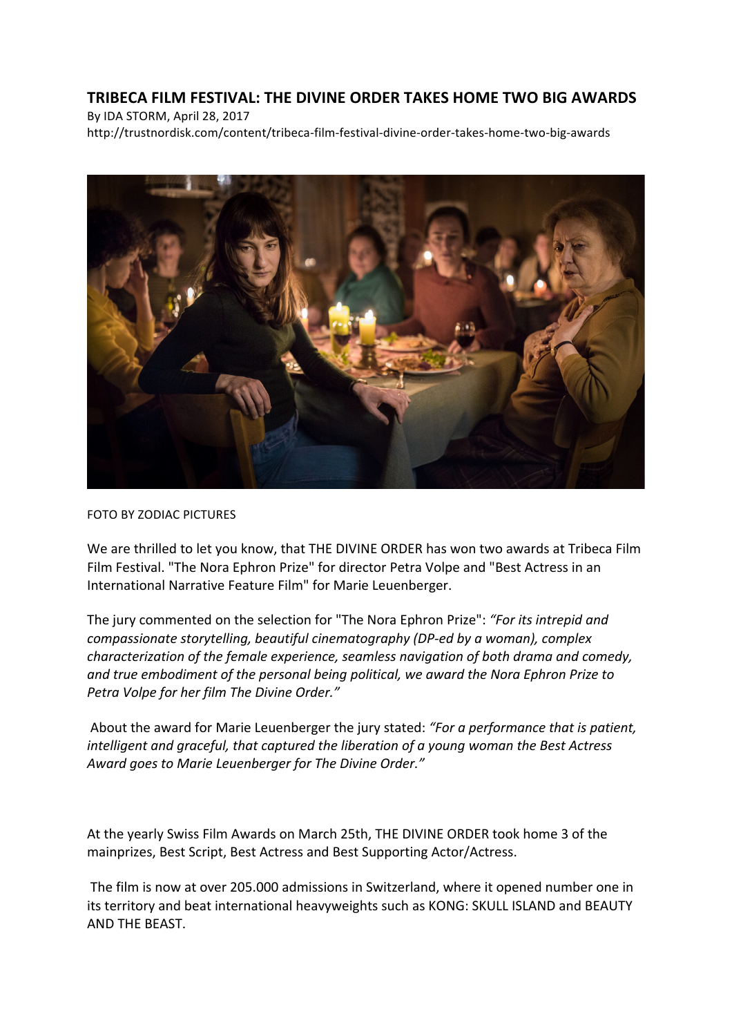# TRIBECA FILM FESTIVAL: THE DIVINE ORDER TAKES HOME TWO BIG AWARDS

By IDA STORM, April 28, 2017
http://trustnordisk.com/content/tribeca-film-festival-divine-order-takes-home-two-big-awards

FOTO BY ZODIAC PICTURES

We are thrilled to let you know, that THE DIVINE ORDER has won two awards at Tribeca Film Film Festival. "The Nora Ephron Prize" for director Petra Volpe and "Best Actress in an International Narrative Feature Film" for Marie Leuenberger.

The jury commented on the selection for "The Nora Ephron Prize": *"For its intrepid and compassionate storytelling, beautiful cinematography (DP-ed by a woman), complex characterization of the female experience, seamless navigation of both drama and comedy, and true embodiment of the personal being political, we award the Nora Ephron Prize to Petra Volpe for her film The Divine Order."*

About the award for Marie Leuenberger the jury stated: *"For a performance that is patient, intelligent and graceful, that captured the liberation of a young woman the Best Actress Award goes to Marie Leuenberger for The Divine Order."*

At the yearly Swiss Film Awards on March 25th, THE DIVINE ORDER took home 3 of the mainprizes, Best Script, Best Actress and Best Supporting Actor/Actress.

The film is now at over 205.000 admissions in Switzerland, where it opened number one in its territory and beat international heavyweights such as KONG: SKULL ISLAND and BEAUTY AND THE BEAST.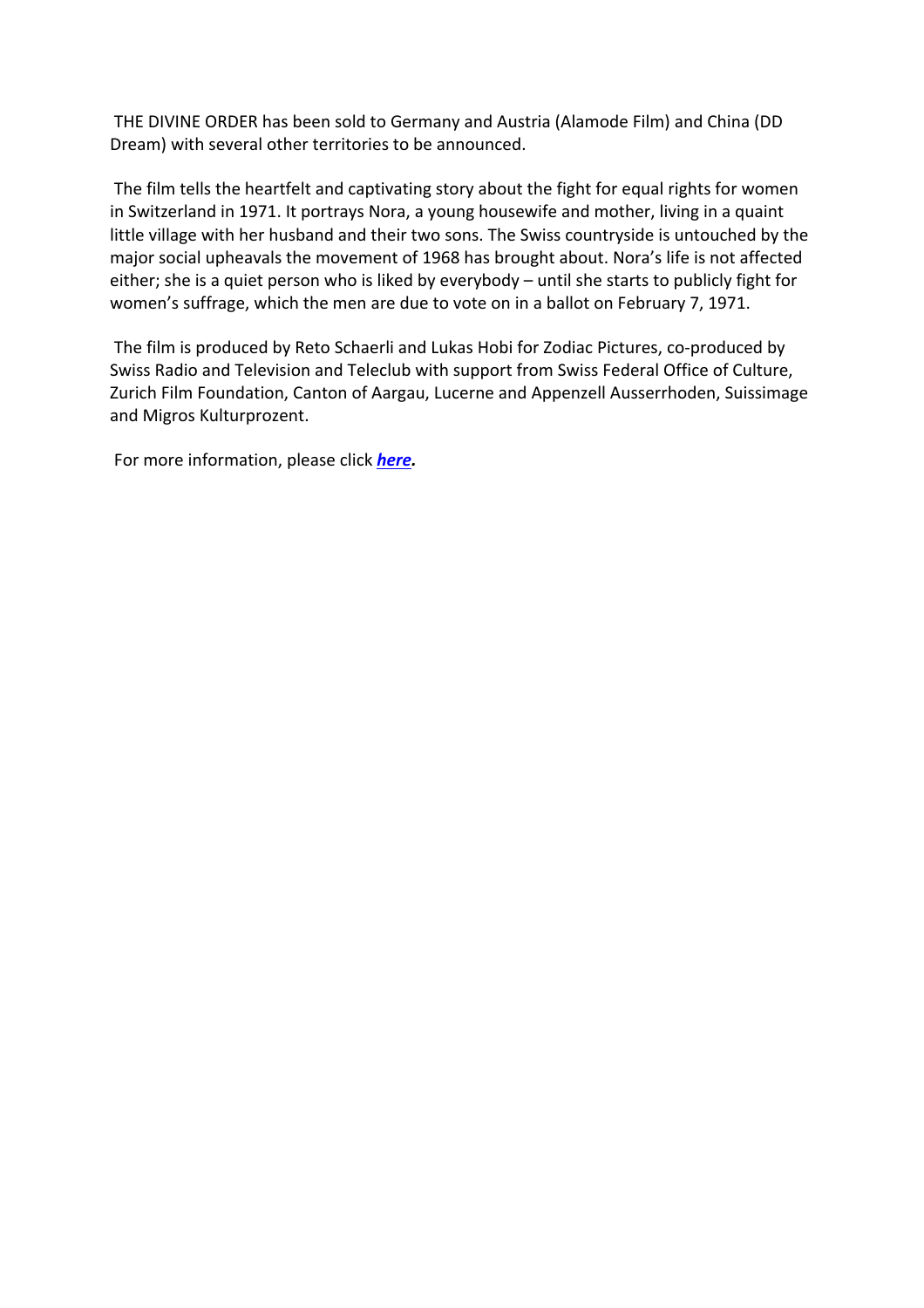THE DIVINE ORDER has been sold to Germany and Austria (Alamode Film) and China (DD Dream) with several other territories to be announced.

The film tells the heartfelt and captivating story about the fight for equal rights for women in Switzerland in 1971. It portrays Nora, a young housewife and mother, living in a quaint little village with her husband and their two sons. The Swiss countryside is untouched by the major social upheavals the movement of 1968 has brought about. Nora's life is not affected either; she is a quiet person who is liked by everybody – until she starts to publicly fight for women's suffrage, which the men are due to vote on in a ballot on February 7, 1971.

The film is produced by Reto Schaerli and Lukas Hobi for Zodiac Pictures, co-produced by Swiss Radio and Television and Teleclub with support from Swiss Federal Office of Culture, Zurich Film Foundation, Canton of Aargau, Lucerne and Appenzell Ausserrhoden, Suissimage and Migros Kulturprozent.

For more information, please click ***here.***